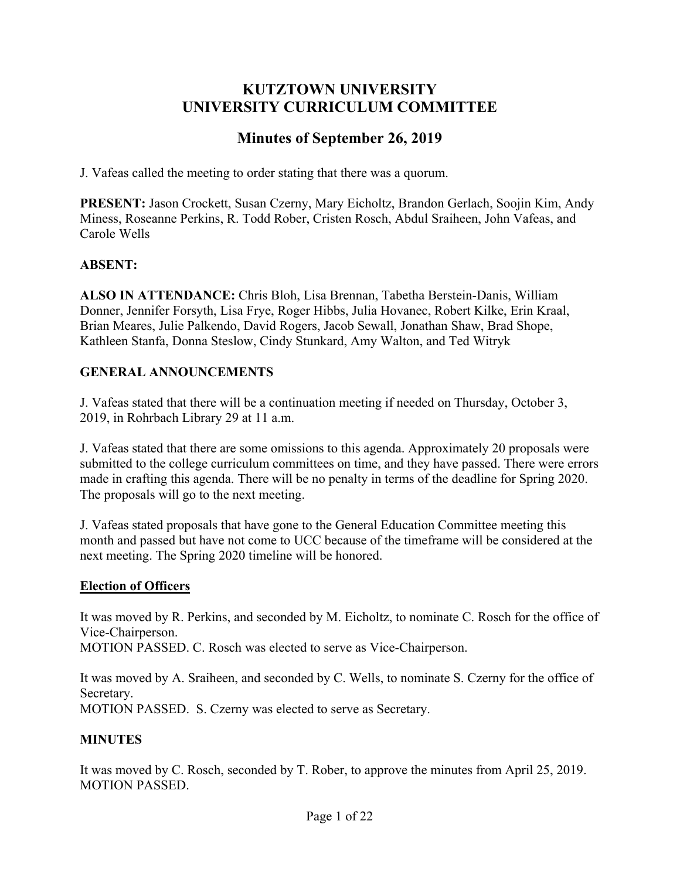# KUTZTOWN UNIVERSITY
# UNIVERSITY CURRICULUM COMMITTEE

## Minutes of September 26, 2019

J. Vafeas called the meeting to order stating that there was a quorum.

**PRESENT:** Jason Crockett, Susan Czerny, Mary Eicholtz, Brandon Gerlach, Soojin Kim, Andy Miness, Roseanne Perkins, R. Todd Rober, Cristen Rosch, Abdul Sraiheen, John Vafeas, and Carole Wells

**ABSENT:**

**ALSO IN ATTENDANCE:** Chris Bloh, Lisa Brennan, Tabetha Berstein-Danis, William Donner, Jennifer Forsyth, Lisa Frye, Roger Hibbs, Julia Hovanec, Robert Kilke, Erin Kraal, Brian Meares, Julie Palkendo, David Rogers, Jacob Sewall, Jonathan Shaw, Brad Shope, Kathleen Stanfa, Donna Steslow, Cindy Stunkard, Amy Walton, and Ted Witryk

**GENERAL ANNOUNCEMENTS**

J. Vafeas stated that there will be a continuation meeting if needed on Thursday, October 3, 2019, in Rohrbach Library 29 at 11 a.m.

J. Vafeas stated that there are some omissions to this agenda. Approximately 20 proposals were submitted to the college curriculum committees on time, and they have passed. There were errors made in crafting this agenda. There will be no penalty in terms of the deadline for Spring 2020. The proposals will go to the next meeting.

J. Vafeas stated proposals that have gone to the General Education Committee meeting this month and passed but have not come to UCC because of the timeframe will be considered at the next meeting. The Spring 2020 timeline will be honored.

**Election of Officers**

It was moved by R. Perkins, and seconded by M. Eicholtz, to nominate C. Rosch for the office of Vice-Chairperson.
MOTION PASSED. C. Rosch was elected to serve as Vice-Chairperson.

It was moved by A. Sraiheen, and seconded by C. Wells, to nominate S. Czerny for the office of Secretary.
MOTION PASSED. S. Czerny was elected to serve as Secretary.

**MINUTES**

It was moved by C. Rosch, seconded by T. Rober, to approve the minutes from April 25, 2019.
MOTION PASSED.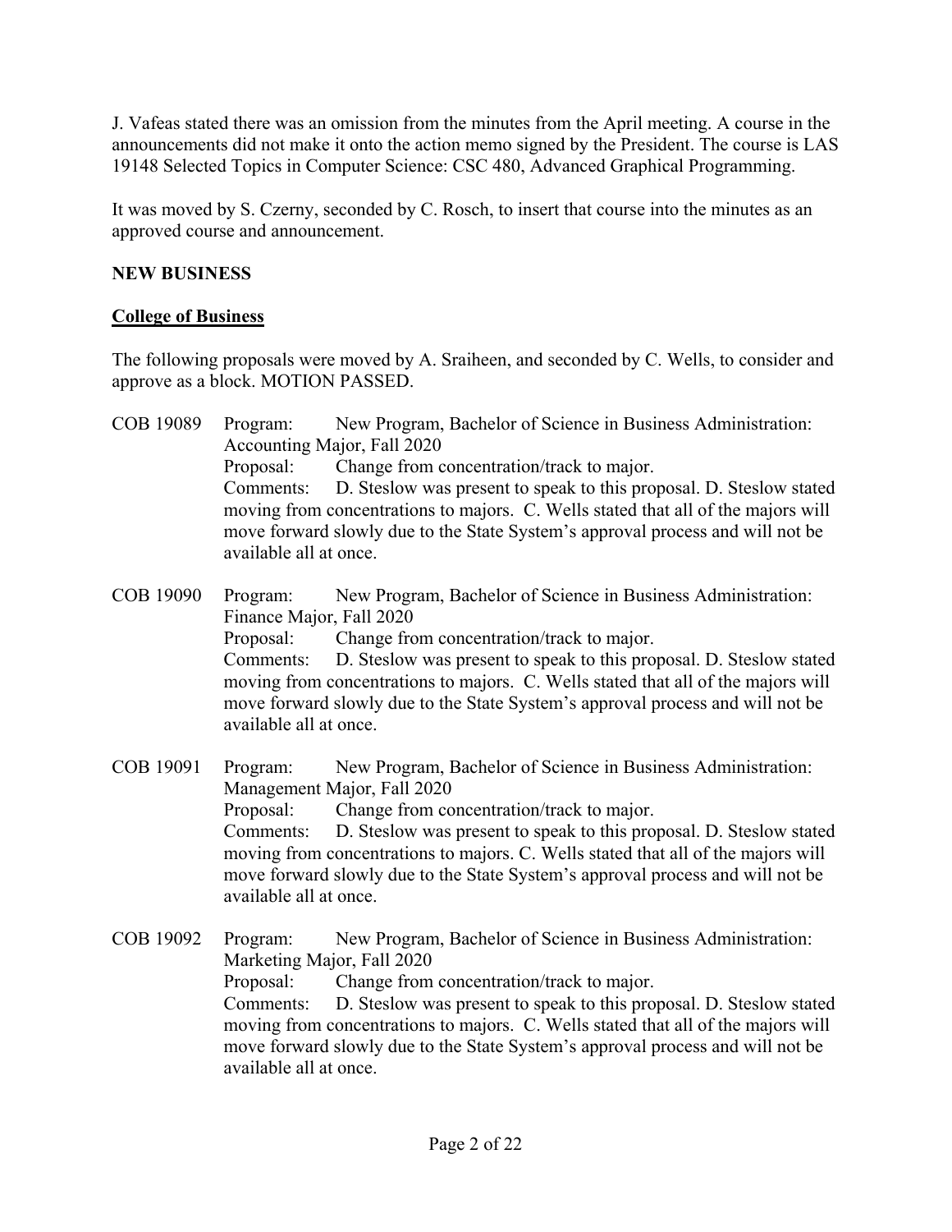J. Vafeas stated there was an omission from the minutes from the April meeting. A course in the announcements did not make it onto the action memo signed by the President. The course is LAS 19148 Selected Topics in Computer Science: CSC 480, Advanced Graphical Programming.

It was moved by S. Czerny, seconded by C. Rosch, to insert that course into the minutes as an approved course and announcement.

**NEW BUSINESS**

**<u>College of Business</u>**

The following proposals were moved by A. Sraiheen, and seconded by C. Wells, to consider and approve as a block. MOTION PASSED.

COB 19089 Program: New Program, Bachelor of Science in Business Administration: Accounting Major, Fall 2020
Proposal: Change from concentration/track to major.
Comments: D. Steslow was present to speak to this proposal. D. Steslow stated moving from concentrations to majors. C. Wells stated that all of the majors will move forward slowly due to the State System's approval process and will not be available all at once.

COB 19090 Program: New Program, Bachelor of Science in Business Administration: Finance Major, Fall 2020
Proposal: Change from concentration/track to major.
Comments: D. Steslow was present to speak to this proposal. D. Steslow stated moving from concentrations to majors. C. Wells stated that all of the majors will move forward slowly due to the State System's approval process and will not be available all at once.

COB 19091 Program: New Program, Bachelor of Science in Business Administration: Management Major, Fall 2020
Proposal: Change from concentration/track to major.
Comments: D. Steslow was present to speak to this proposal. D. Steslow stated moving from concentrations to majors. C. Wells stated that all of the majors will move forward slowly due to the State System's approval process and will not be available all at once.

COB 19092 Program: New Program, Bachelor of Science in Business Administration: Marketing Major, Fall 2020
Proposal: Change from concentration/track to major.
Comments: D. Steslow was present to speak to this proposal. D. Steslow stated moving from concentrations to majors. C. Wells stated that all of the majors will move forward slowly due to the State System's approval process and will not be available all at once.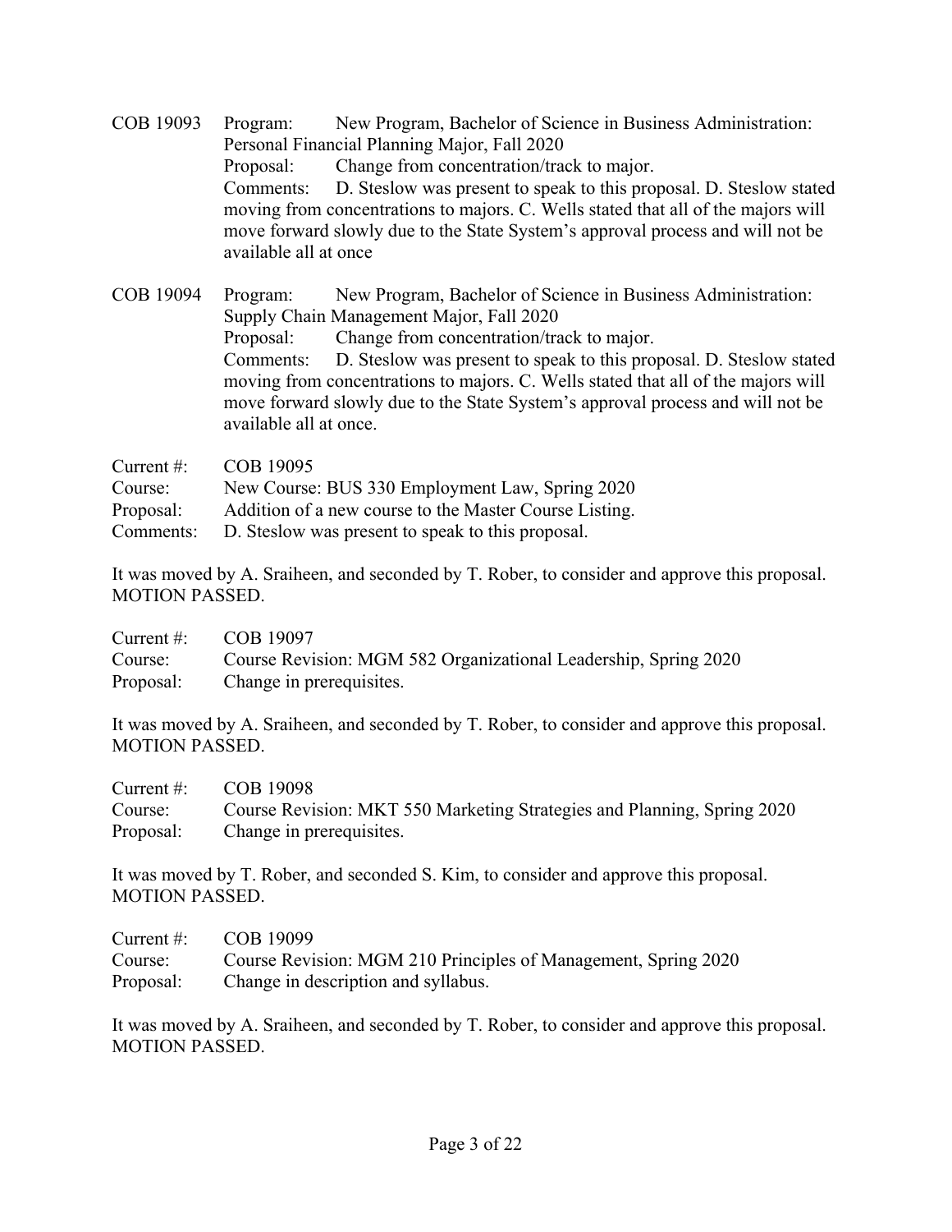COB 19093 Program: New Program, Bachelor of Science in Business Administration: Personal Financial Planning Major, Fall 2020
Proposal: Change from concentration/track to major.
Comments: D. Steslow was present to speak to this proposal. D. Steslow stated moving from concentrations to majors. C. Wells stated that all of the majors will move forward slowly due to the State System's approval process and will not be available all at once

COB 19094 Program: New Program, Bachelor of Science in Business Administration: Supply Chain Management Major, Fall 2020
Proposal: Change from concentration/track to major.
Comments: D. Steslow was present to speak to this proposal. D. Steslow stated moving from concentrations to majors. C. Wells stated that all of the majors will move forward slowly due to the State System's approval process and will not be available all at once.

Current #: COB 19095
Course: New Course: BUS 330 Employment Law, Spring 2020
Proposal: Addition of a new course to the Master Course Listing.
Comments: D. Steslow was present to speak to this proposal.

It was moved by A. Sraiheen, and seconded by T. Rober, to consider and approve this proposal. MOTION PASSED.

Current #: COB 19097
Course: Course Revision: MGM 582 Organizational Leadership, Spring 2020
Proposal: Change in prerequisites.

It was moved by A. Sraiheen, and seconded by T. Rober, to consider and approve this proposal. MOTION PASSED.

Current #: COB 19098
Course: Course Revision: MKT 550 Marketing Strategies and Planning, Spring 2020
Proposal: Change in prerequisites.

It was moved by T. Rober, and seconded S. Kim, to consider and approve this proposal. MOTION PASSED.

Current #: COB 19099
Course: Course Revision: MGM 210 Principles of Management, Spring 2020
Proposal: Change in description and syllabus.

It was moved by A. Sraiheen, and seconded by T. Rober, to consider and approve this proposal. MOTION PASSED.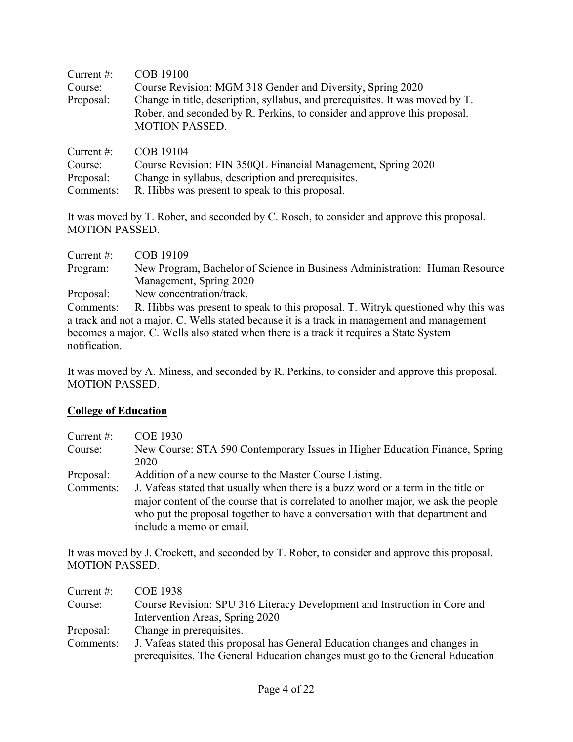Current #: COB 19100
Course: Course Revision: MGM 318 Gender and Diversity, Spring 2020
Proposal: Change in title, description, syllabus, and prerequisites. It was moved by T. Rober, and seconded by R. Perkins, to consider and approve this proposal. MOTION PASSED.

Current #: COB 19104
Course: Course Revision: FIN 350QL Financial Management, Spring 2020
Proposal: Change in syllabus, description and prerequisites.
Comments: R. Hibbs was present to speak to this proposal.

It was moved by T. Rober, and seconded by C. Rosch, to consider and approve this proposal. MOTION PASSED.

Current #: COB 19109
Program: New Program, Bachelor of Science in Business Administration: Human Resource Management, Spring 2020
Proposal: New concentration/track.
Comments: R. Hibbs was present to speak to this proposal. T. Witryk questioned why this was a track and not a major. C. Wells stated because it is a track in management and management becomes a major. C. Wells also stated when there is a track it requires a State System notification.

It was moved by A. Miness, and seconded by R. Perkins, to consider and approve this proposal. MOTION PASSED.

## College of Education

Current #: COE 1930
Course: New Course: STA 590 Contemporary Issues in Higher Education Finance, Spring 2020
Proposal: Addition of a new course to the Master Course Listing.
Comments: J. Vafeas stated that usually when there is a buzz word or a term in the title or major content of the course that is correlated to another major, we ask the people who put the proposal together to have a conversation with that department and include a memo or email.

It was moved by J. Crockett, and seconded by T. Rober, to consider and approve this proposal. MOTION PASSED.

Current #: COE 1938
Course: Course Revision: SPU 316 Literacy Development and Instruction in Core and Intervention Areas, Spring 2020
Proposal: Change in prerequisites.
Comments: J. Vafeas stated this proposal has General Education changes and changes in prerequisites. The General Education changes must go to the General Education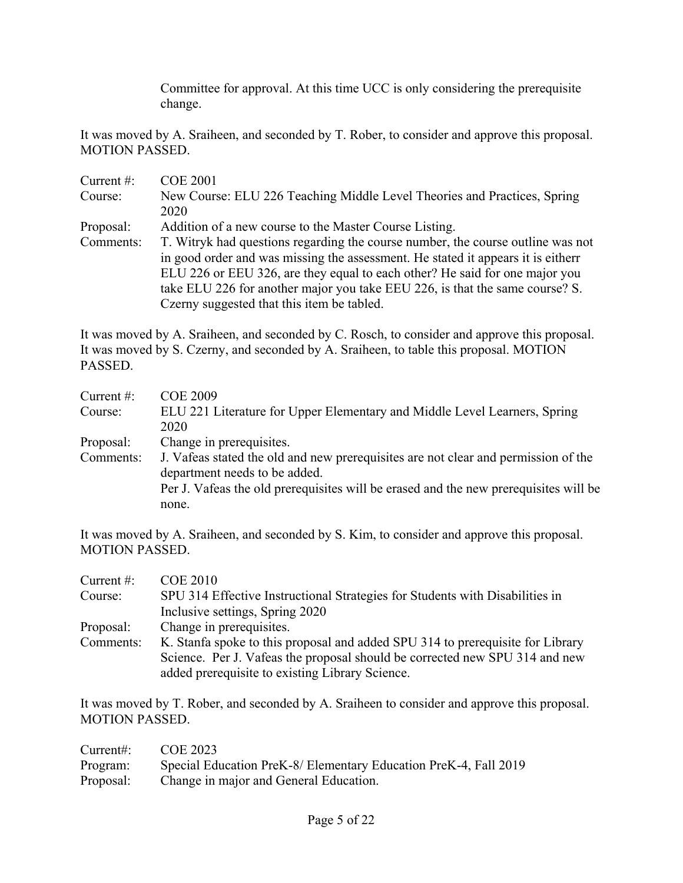Committee for approval. At this time UCC is only considering the prerequisite change.

It was moved by A. Sraiheen, and seconded by T. Rober, to consider and approve this proposal. MOTION PASSED.

| | |
|---|---|
| Current #: | COE 2001 |
| Course: | New Course: ELU 226 Teaching Middle Level Theories and Practices, Spring 2020 |
| Proposal: | Addition of a new course to the Master Course Listing. |
| Comments: | T. Witryk had questions regarding the course number, the course outline was not in good order and was missing the assessment. He stated it appears it is eitherr ELU 226 or EEU 326, are they equal to each other? He said for one major you take ELU 226 for another major you take EEU 226, is that the same course? S. Czerny suggested that this item be tabled. |

It was moved by A. Sraiheen, and seconded by C. Rosch, to consider and approve this proposal. It was moved by S. Czerny, and seconded by A. Sraiheen, to table this proposal. MOTION PASSED.

| | |
|---|---|
| Current #: | COE 2009 |
| Course: | ELU 221 Literature for Upper Elementary and Middle Level Learners, Spring 2020 |
| Proposal: | Change in prerequisites. |
| Comments: | J. Vafeas stated the old and new prerequisites are not clear and permission of the department needs to be added. Per J. Vafeas the old prerequisites will be erased and the new prerequisites will be none. |

It was moved by A. Sraiheen, and seconded by S. Kim, to consider and approve this proposal. MOTION PASSED.

| | |
|---|---|
| Current #: | COE 2010 |
| Course: | SPU 314 Effective Instructional Strategies for Students with Disabilities in Inclusive settings, Spring 2020 |
| Proposal: | Change in prerequisites. |
| Comments: | K. Stanfa spoke to this proposal and added SPU 314 to prerequisite for Library Science. Per J. Vafeas the proposal should be corrected new SPU 314 and new added prerequisite to existing Library Science. |

It was moved by T. Rober, and seconded by A. Sraiheen to consider and approve this proposal. MOTION PASSED.

| | |
|---|---|
| Current#: | COE 2023 |
| Program: | Special Education PreK-8/ Elementary Education PreK-4, Fall 2019 |
| Proposal: | Change in major and General Education. |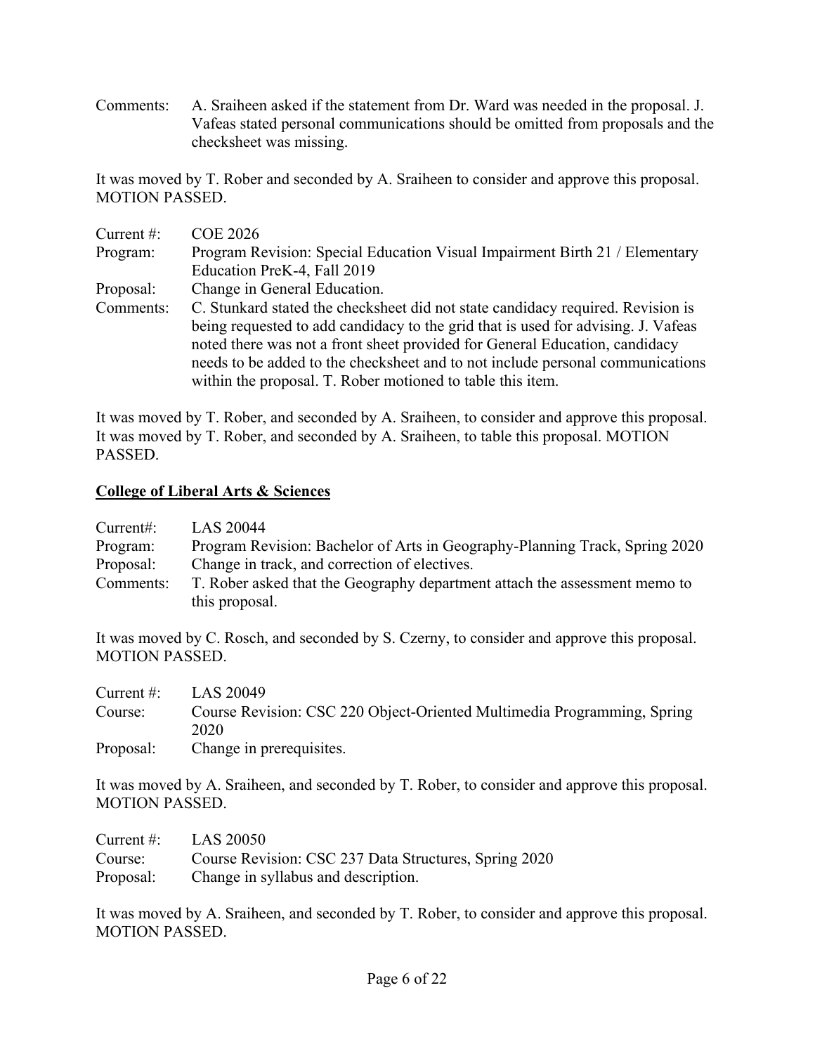Comments: A. Sraiheen asked if the statement from Dr. Ward was needed in the proposal. J. Vafeas stated personal communications should be omitted from proposals and the checksheet was missing.

It was moved by T. Rober and seconded by A. Sraiheen to consider and approve this proposal. MOTION PASSED.

Current #: COE 2026
Program: Program Revision: Special Education Visual Impairment Birth 21 / Elementary Education PreK-4, Fall 2019
Proposal: Change in General Education.
Comments: C. Stunkard stated the checksheet did not state candidacy required. Revision is being requested to add candidacy to the grid that is used for advising. J. Vafeas noted there was not a front sheet provided for General Education, candidacy needs to be added to the checksheet and to not include personal communications within the proposal. T. Rober motioned to table this item.

It was moved by T. Rober, and seconded by A. Sraiheen, to consider and approve this proposal. It was moved by T. Rober, and seconded by A. Sraiheen, to table this proposal. MOTION PASSED.

**College of Liberal Arts & Sciences**

Current#: LAS 20044
Program: Program Revision: Bachelor of Arts in Geography-Planning Track, Spring 2020
Proposal: Change in track, and correction of electives.
Comments: T. Rober asked that the Geography department attach the assessment memo to this proposal.

It was moved by C. Rosch, and seconded by S. Czerny, to consider and approve this proposal. MOTION PASSED.

Current #: LAS 20049
Course: Course Revision: CSC 220 Object-Oriented Multimedia Programming, Spring 2020
Proposal: Change in prerequisites.

It was moved by A. Sraiheen, and seconded by T. Rober, to consider and approve this proposal. MOTION PASSED.

Current #: LAS 20050
Course: Course Revision: CSC 237 Data Structures, Spring 2020
Proposal: Change in syllabus and description.

It was moved by A. Sraiheen, and seconded by T. Rober, to consider and approve this proposal. MOTION PASSED.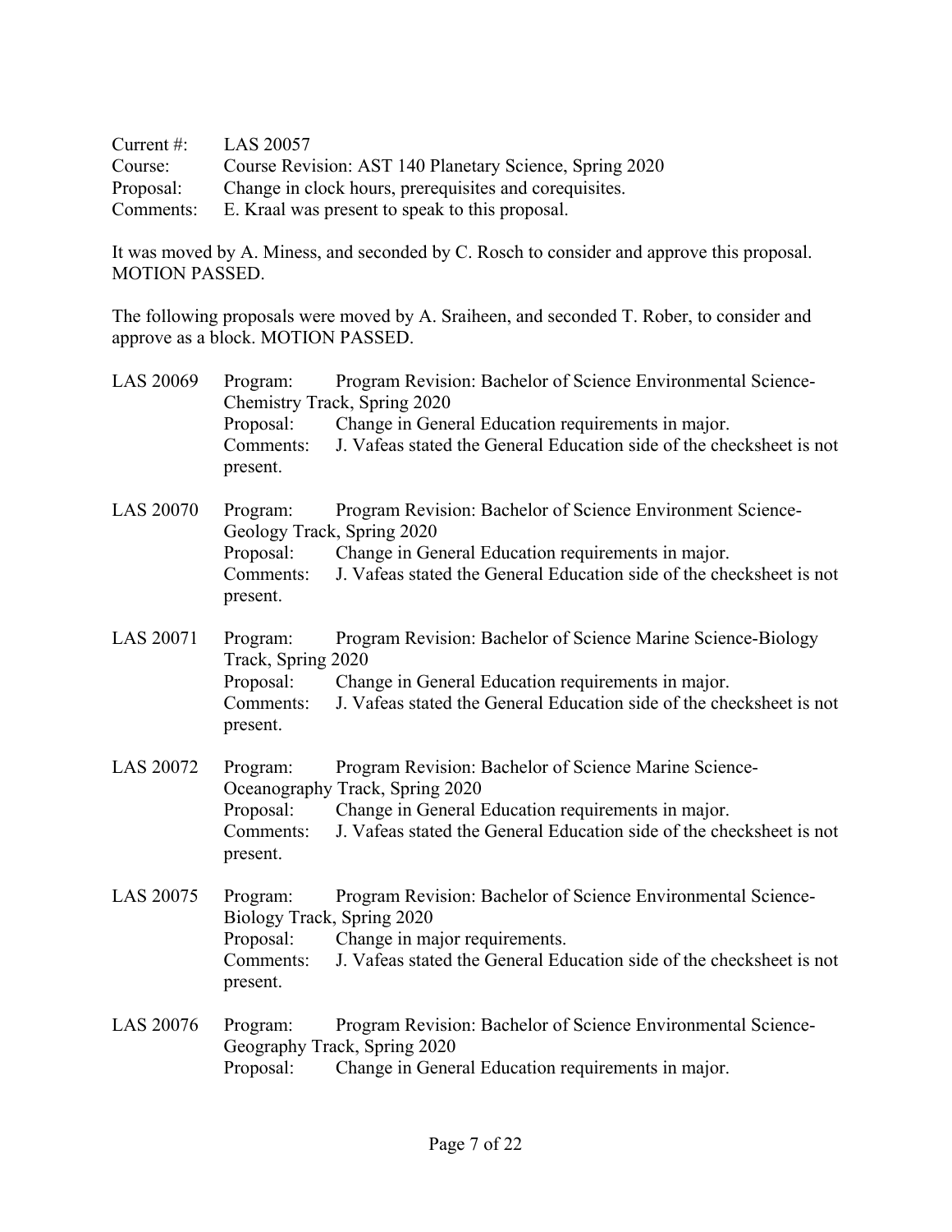Current #: LAS 20057
Course: Course Revision: AST 140 Planetary Science, Spring 2020
Proposal: Change in clock hours, prerequisites and corequisites.
Comments: E. Kraal was present to speak to this proposal.

It was moved by A. Miness, and seconded by C. Rosch to consider and approve this proposal. MOTION PASSED.

The following proposals were moved by A. Sraiheen, and seconded T. Rober, to consider and approve as a block. MOTION PASSED.

LAS 20069
Program: Program Revision: Bachelor of Science Environmental Science-Chemistry Track, Spring 2020
Proposal: Change in General Education requirements in major.
Comments: J. Vafeas stated the General Education side of the checksheet is not present.

LAS 20070
Program: Program Revision: Bachelor of Science Environment Science-Geology Track, Spring 2020
Proposal: Change in General Education requirements in major.
Comments: J. Vafeas stated the General Education side of the checksheet is not present.

LAS 20071
Program: Program Revision: Bachelor of Science Marine Science-Biology Track, Spring 2020
Proposal: Change in General Education requirements in major.
Comments: J. Vafeas stated the General Education side of the checksheet is not present.

LAS 20072
Program: Program Revision: Bachelor of Science Marine Science-Oceanography Track, Spring 2020
Proposal: Change in General Education requirements in major.
Comments: J. Vafeas stated the General Education side of the checksheet is not present.

LAS 20075
Program: Program Revision: Bachelor of Science Environmental Science-Biology Track, Spring 2020
Proposal: Change in major requirements.
Comments: J. Vafeas stated the General Education side of the checksheet is not present.

LAS 20076
Program: Program Revision: Bachelor of Science Environmental Science-Geography Track, Spring 2020
Proposal: Change in General Education requirements in major.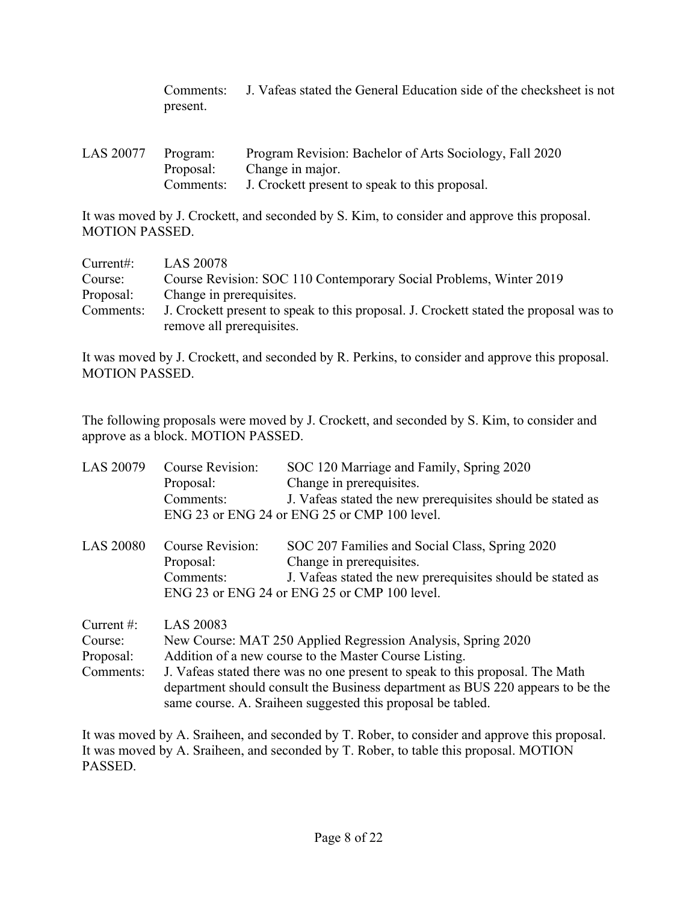Comments: J. Vafeas stated the General Education side of the checksheet is not present.

LAS 20077  
Program: Program Revision: Bachelor of Arts Sociology, Fall 2020  
Proposal: Change in major.  
Comments: J. Crockett present to speak to this proposal.

It was moved by J. Crockett, and seconded by S. Kim, to consider and approve this proposal. MOTION PASSED.

Current#: LAS 20078  
Course: Course Revision: SOC 110 Contemporary Social Problems, Winter 2019  
Proposal: Change in prerequisites.  
Comments: J. Crockett present to speak to this proposal. J. Crockett stated the proposal was to remove all prerequisites.

It was moved by J. Crockett, and seconded by R. Perkins, to consider and approve this proposal. MOTION PASSED.

The following proposals were moved by J. Crockett, and seconded by S. Kim, to consider and approve as a block. MOTION PASSED.

LAS 20079  
Course Revision: SOC 120 Marriage and Family, Spring 2020  
Proposal: Change in prerequisites.  
Comments: J. Vafeas stated the new prerequisites should be stated as ENG 23 or ENG 24 or ENG 25 or CMP 100 level.

LAS 20080  
Course Revision: SOC 207 Families and Social Class, Spring 2020  
Proposal: Change in prerequisites.  
Comments: J. Vafeas stated the new prerequisites should be stated as ENG 23 or ENG 24 or ENG 25 or CMP 100 level.

Current #: LAS 20083  
Course: New Course: MAT 250 Applied Regression Analysis, Spring 2020  
Proposal: Addition of a new course to the Master Course Listing.  
Comments: J. Vafeas stated there was no one present to speak to this proposal. The Math department should consult the Business department as BUS 220 appears to be the same course. A. Sraiheen suggested this proposal be tabled.

It was moved by A. Sraiheen, and seconded by T. Rober, to consider and approve this proposal. It was moved by A. Sraiheen, and seconded by T. Rober, to table this proposal. MOTION PASSED.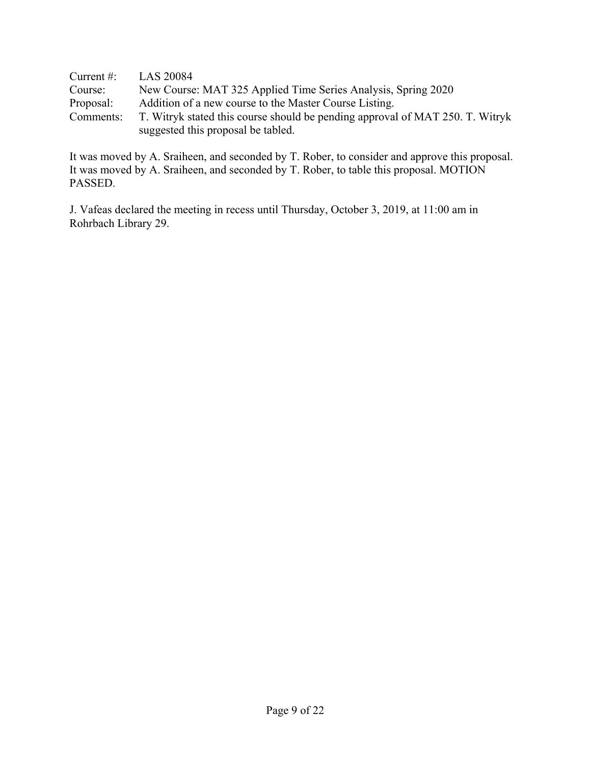Current #: LAS 20084
Course: New Course: MAT 325 Applied Time Series Analysis, Spring 2020
Proposal: Addition of a new course to the Master Course Listing.
Comments: T. Witryk stated this course should be pending approval of MAT 250. T. Witryk suggested this proposal be tabled.

It was moved by A. Sraiheen, and seconded by T. Rober, to consider and approve this proposal. It was moved by A. Sraiheen, and seconded by T. Rober, to table this proposal. MOTION PASSED.

J. Vafeas declared the meeting in recess until Thursday, October 3, 2019, at 11:00 am in Rohrbach Library 29.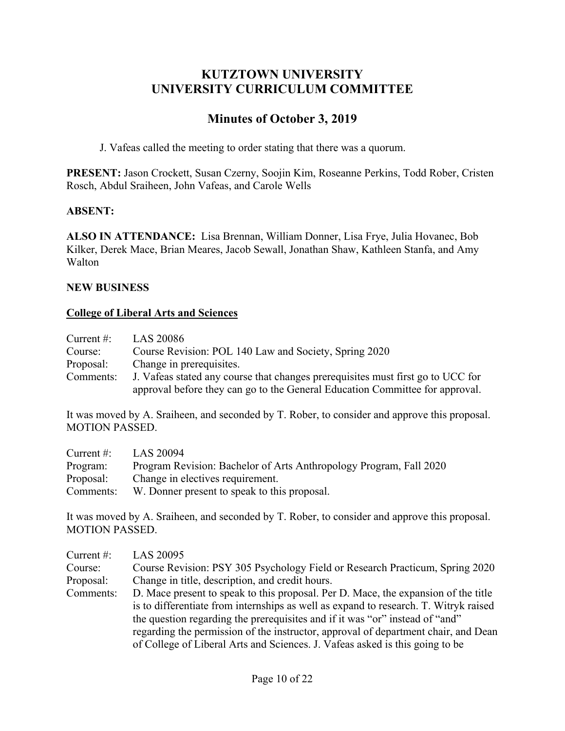# KUTZTOWN UNIVERSITY
# UNIVERSITY CURRICULUM COMMITTEE

## Minutes of October 3, 2019

J. Vafeas called the meeting to order stating that there was a quorum.

**PRESENT:** Jason Crockett, Susan Czerny, Soojin Kim, Roseanne Perkins, Todd Rober, Cristen Rosch, Abdul Sraiheen, John Vafeas, and Carole Wells

**ABSENT:**

**ALSO IN ATTENDANCE:** Lisa Brennan, William Donner, Lisa Frye, Julia Hovanec, Bob Kilker, Derek Mace, Brian Meares, Jacob Sewall, Jonathan Shaw, Kathleen Stanfa, and Amy Walton

**NEW BUSINESS**

**College of Liberal Arts and Sciences**

Current #: LAS 20086
Course: Course Revision: POL 140 Law and Society, Spring 2020
Proposal: Change in prerequisites.
Comments: J. Vafeas stated any course that changes prerequisites must first go to UCC for approval before they can go to the General Education Committee for approval.

It was moved by A. Sraiheen, and seconded by T. Rober, to consider and approve this proposal. MOTION PASSED.

Current #: LAS 20094
Program: Program Revision: Bachelor of Arts Anthropology Program, Fall 2020
Proposal: Change in electives requirement.
Comments: W. Donner present to speak to this proposal.

It was moved by A. Sraiheen, and seconded by T. Rober, to consider and approve this proposal. MOTION PASSED.

Current #: LAS 20095
Course: Course Revision: PSY 305 Psychology Field or Research Practicum, Spring 2020
Proposal: Change in title, description, and credit hours.
Comments: D. Mace present to speak to this proposal. Per D. Mace, the expansion of the title is to differentiate from internships as well as expand to research. T. Witryk raised the question regarding the prerequisites and if it was "or" instead of "and" regarding the permission of the instructor, approval of department chair, and Dean of College of Liberal Arts and Sciences. J. Vafeas asked is this going to be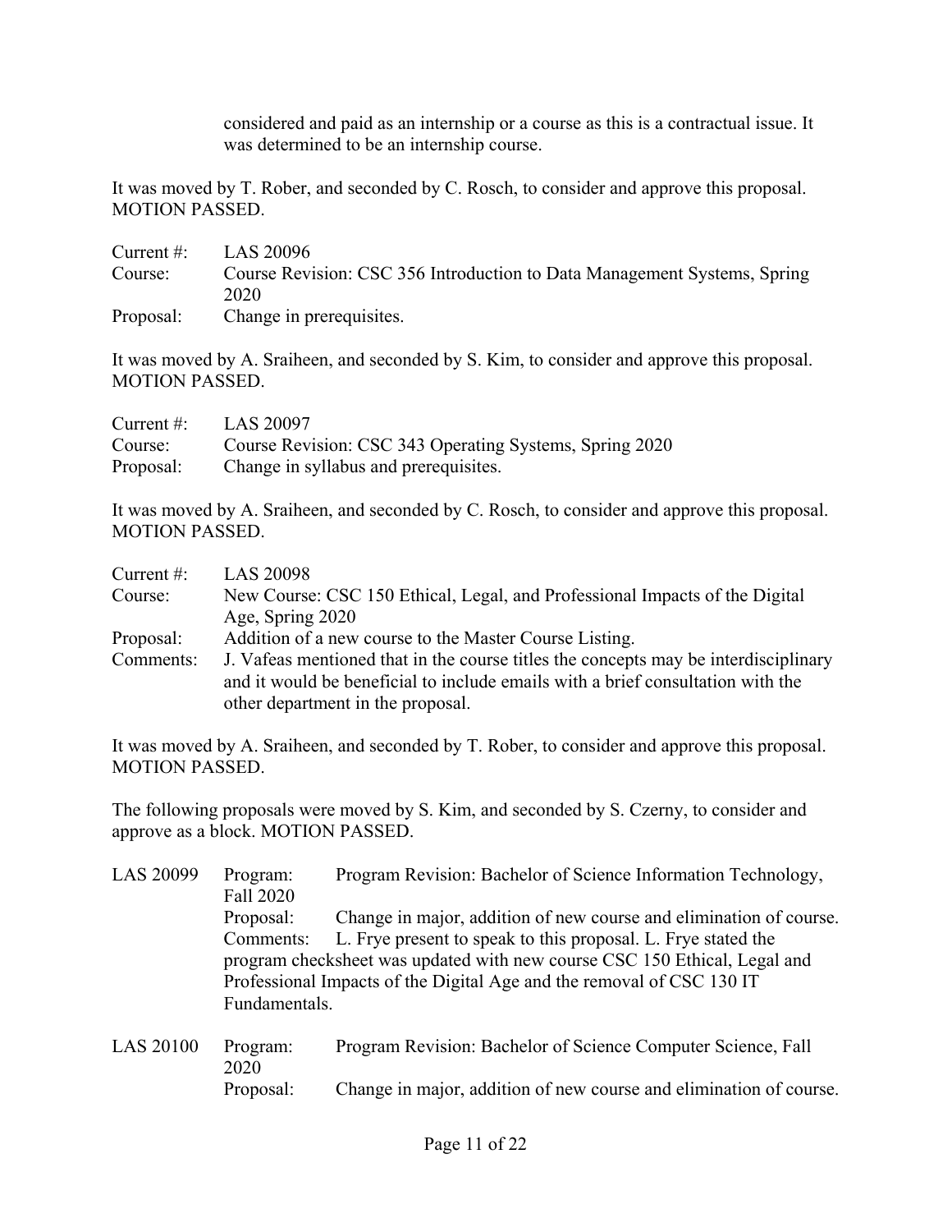considered and paid as an internship or a course as this is a contractual issue. It was determined to be an internship course.

It was moved by T. Rober, and seconded by C. Rosch, to consider and approve this proposal. MOTION PASSED.

Current #: LAS 20096
Course: Course Revision: CSC 356 Introduction to Data Management Systems, Spring 2020
Proposal: Change in prerequisites.

It was moved by A. Sraiheen, and seconded by S. Kim, to consider and approve this proposal. MOTION PASSED.

Current #: LAS 20097
Course: Course Revision: CSC 343 Operating Systems, Spring 2020
Proposal: Change in syllabus and prerequisites.

It was moved by A. Sraiheen, and seconded by C. Rosch, to consider and approve this proposal. MOTION PASSED.

Current #: LAS 20098
Course: New Course: CSC 150 Ethical, Legal, and Professional Impacts of the Digital Age, Spring 2020
Proposal: Addition of a new course to the Master Course Listing.
Comments: J. Vafeas mentioned that in the course titles the concepts may be interdisciplinary and it would be beneficial to include emails with a brief consultation with the other department in the proposal.

It was moved by A. Sraiheen, and seconded by T. Rober, to consider and approve this proposal. MOTION PASSED.

The following proposals were moved by S. Kim, and seconded by S. Czerny, to consider and approve as a block. MOTION PASSED.

LAS 20099
Program: Program Revision: Bachelor of Science Information Technology, Fall 2020
Proposal: Change in major, addition of new course and elimination of course.
Comments: L. Frye present to speak to this proposal. L. Frye stated the program checksheet was updated with new course CSC 150 Ethical, Legal and Professional Impacts of the Digital Age and the removal of CSC 130 IT Fundamentals.

LAS 20100
Program: Program Revision: Bachelor of Science Computer Science, Fall 2020
Proposal: Change in major, addition of new course and elimination of course.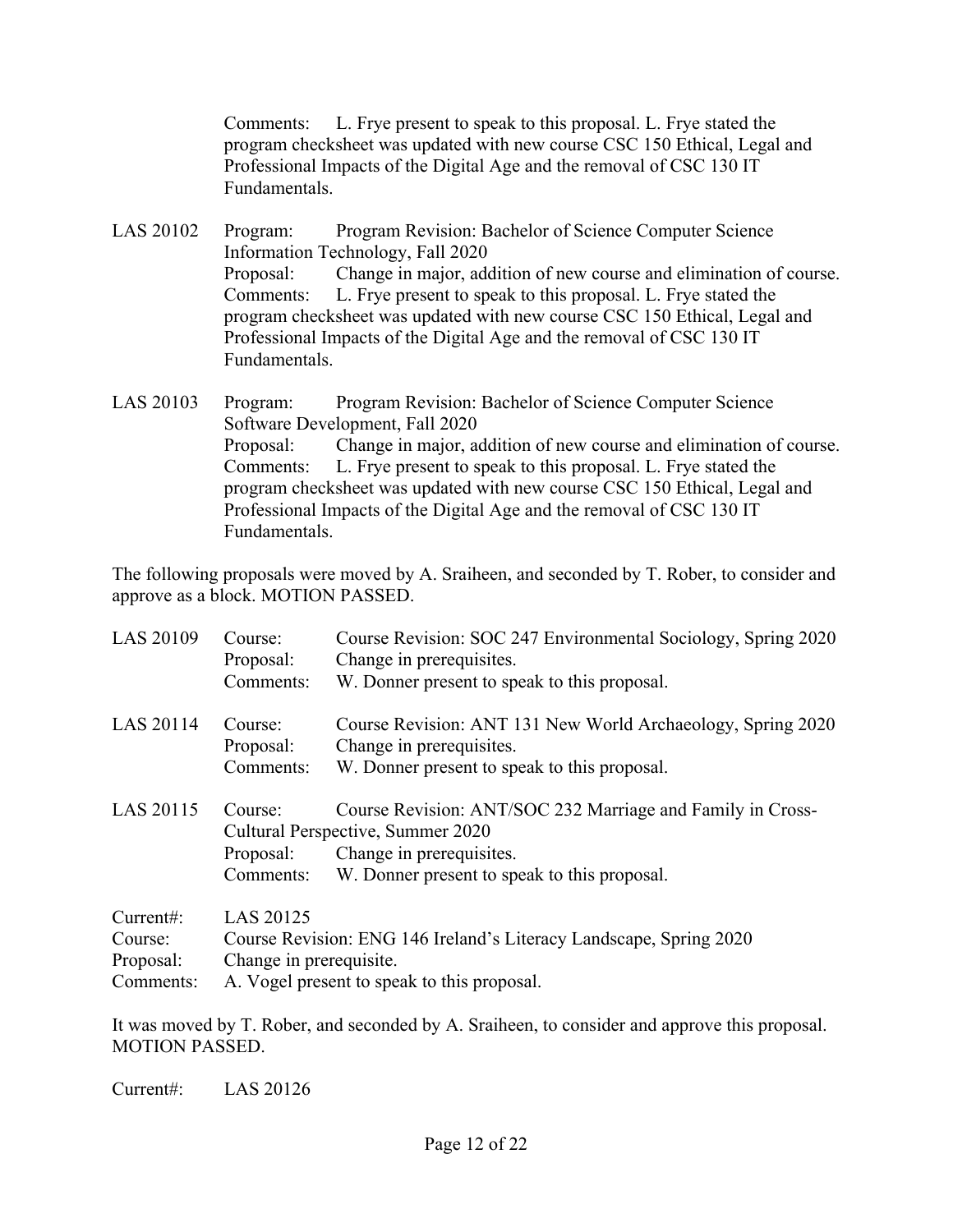Comments: L. Frye present to speak to this proposal. L. Frye stated the program checksheet was updated with new course CSC 150 Ethical, Legal and Professional Impacts of the Digital Age and the removal of CSC 130 IT Fundamentals.

LAS 20102
Program: Program Revision: Bachelor of Science Computer Science Information Technology, Fall 2020
Proposal: Change in major, addition of new course and elimination of course.
Comments: L. Frye present to speak to this proposal. L. Frye stated the program checksheet was updated with new course CSC 150 Ethical, Legal and Professional Impacts of the Digital Age and the removal of CSC 130 IT Fundamentals.

LAS 20103
Program: Program Revision: Bachelor of Science Computer Science Software Development, Fall 2020
Proposal: Change in major, addition of new course and elimination of course.
Comments: L. Frye present to speak to this proposal. L. Frye stated the program checksheet was updated with new course CSC 150 Ethical, Legal and Professional Impacts of the Digital Age and the removal of CSC 130 IT Fundamentals.

The following proposals were moved by A. Sraiheen, and seconded by T. Rober, to consider and approve as a block. MOTION PASSED.

LAS 20109
Course: Course Revision: SOC 247 Environmental Sociology, Spring 2020
Proposal: Change in prerequisites.
Comments: W. Donner present to speak to this proposal.

LAS 20114
Course: Course Revision: ANT 131 New World Archaeology, Spring 2020
Proposal: Change in prerequisites.
Comments: W. Donner present to speak to this proposal.

LAS 20115
Course: Course Revision: ANT/SOC 232 Marriage and Family in Cross-Cultural Perspective, Summer 2020
Proposal: Change in prerequisites.
Comments: W. Donner present to speak to this proposal.

Current#: LAS 20125
Course: Course Revision: ENG 146 Ireland's Literacy Landscape, Spring 2020
Proposal: Change in prerequisite.
Comments: A. Vogel present to speak to this proposal.

It was moved by T. Rober, and seconded by A. Sraiheen, to consider and approve this proposal. MOTION PASSED.

Current#: LAS 20126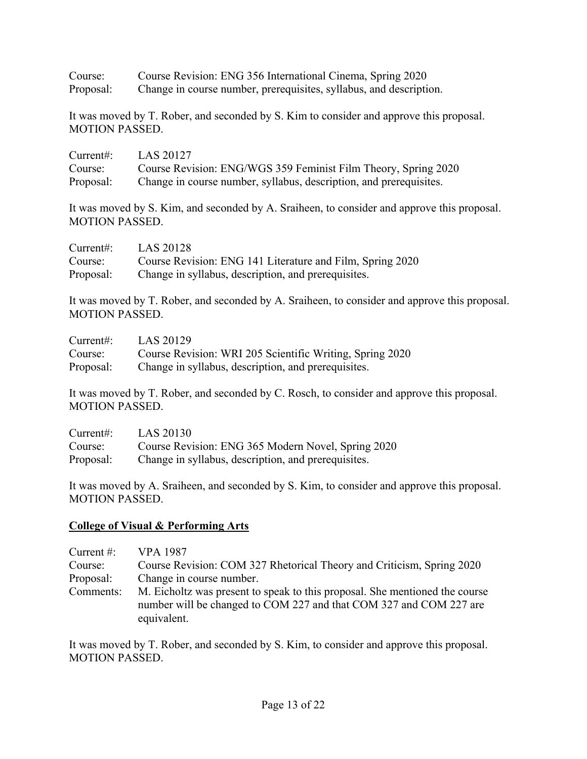Course: Course Revision: ENG 356 International Cinema, Spring 2020
Proposal: Change in course number, prerequisites, syllabus, and description.

It was moved by T. Rober, and seconded by S. Kim to consider and approve this proposal. MOTION PASSED.

Current#: LAS 20127
Course: Course Revision: ENG/WGS 359 Feminist Film Theory, Spring 2020
Proposal: Change in course number, syllabus, description, and prerequisites.

It was moved by S. Kim, and seconded by A. Sraiheen, to consider and approve this proposal. MOTION PASSED.

Current#: LAS 20128
Course: Course Revision: ENG 141 Literature and Film, Spring 2020
Proposal: Change in syllabus, description, and prerequisites.

It was moved by T. Rober, and seconded by A. Sraiheen, to consider and approve this proposal. MOTION PASSED.

Current#: LAS 20129
Course: Course Revision: WRI 205 Scientific Writing, Spring 2020
Proposal: Change in syllabus, description, and prerequisites.

It was moved by T. Rober, and seconded by C. Rosch, to consider and approve this proposal. MOTION PASSED.

Current#: LAS 20130
Course: Course Revision: ENG 365 Modern Novel, Spring 2020
Proposal: Change in syllabus, description, and prerequisites.

It was moved by A. Sraiheen, and seconded by S. Kim, to consider and approve this proposal. MOTION PASSED.

## College of Visual & Performing Arts

Current #: VPA 1987
Course: Course Revision: COM 327 Rhetorical Theory and Criticism, Spring 2020
Proposal: Change in course number.
Comments: M. Eicholtz was present to speak to this proposal. She mentioned the course number will be changed to COM 227 and that COM 327 and COM 227 are equivalent.

It was moved by T. Rober, and seconded by S. Kim, to consider and approve this proposal. MOTION PASSED.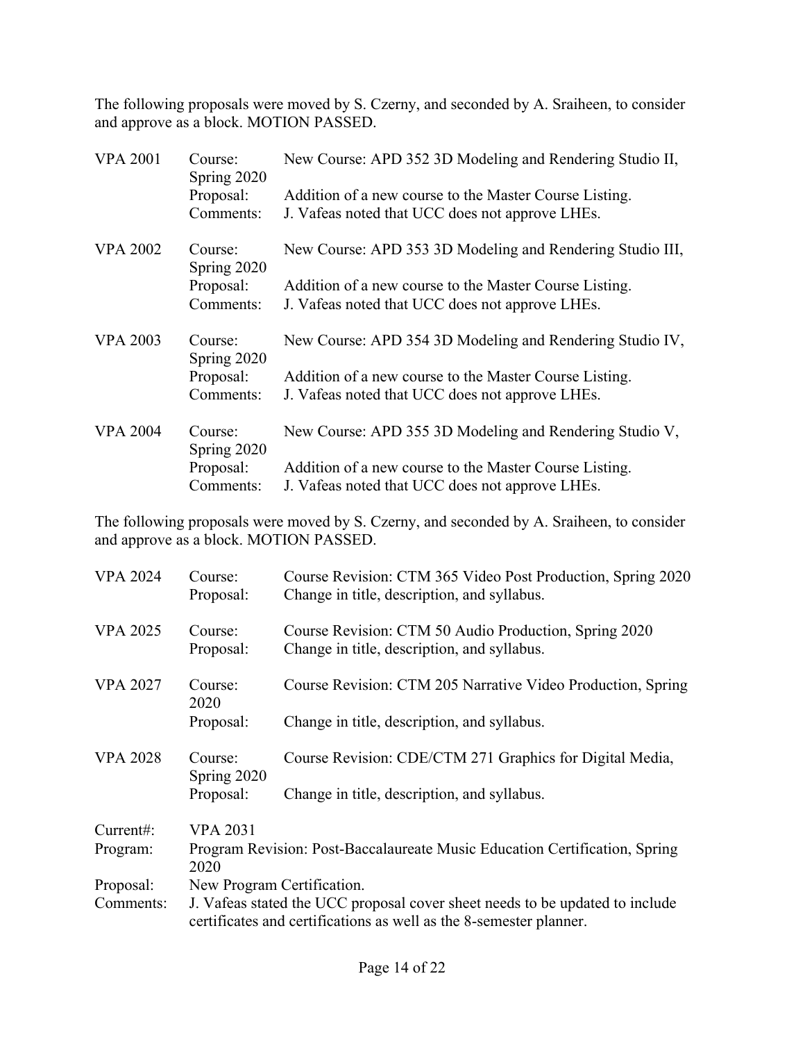The following proposals were moved by S. Czerny, and seconded by A. Sraiheen, to consider and approve as a block. MOTION PASSED.

| | | |
|---|---|---|
| VPA 2001 | Course: Spring 2020 | New Course: APD 352 3D Modeling and Rendering Studio II, |
| | Proposal: | Addition of a new course to the Master Course Listing. |
| | Comments: | J. Vafeas noted that UCC does not approve LHEs. |
| VPA 2002 | Course: Spring 2020 | New Course: APD 353 3D Modeling and Rendering Studio III, |
| | Proposal: | Addition of a new course to the Master Course Listing. |
| | Comments: | J. Vafeas noted that UCC does not approve LHEs. |
| VPA 2003 | Course: Spring 2020 | New Course: APD 354 3D Modeling and Rendering Studio IV, |
| | Proposal: | Addition of a new course to the Master Course Listing. |
| | Comments: | J. Vafeas noted that UCC does not approve LHEs. |
| VPA 2004 | Course: Spring 2020 | New Course: APD 355 3D Modeling and Rendering Studio V, |
| | Proposal: | Addition of a new course to the Master Course Listing. |
| | Comments: | J. Vafeas noted that UCC does not approve LHEs. |

The following proposals were moved by S. Czerny, and seconded by A. Sraiheen, to consider and approve as a block. MOTION PASSED.

| | | |
|---|---|---|
| VPA 2024 | Course: | Course Revision: CTM 365 Video Post Production, Spring 2020 |
| | Proposal: | Change in title, description, and syllabus. |
| VPA 2025 | Course: | Course Revision: CTM 50 Audio Production, Spring 2020 |
| | Proposal: | Change in title, description, and syllabus. |
| VPA 2027 | Course: 2020 | Course Revision: CTM 205 Narrative Video Production, Spring |
| | Proposal: | Change in title, description, and syllabus. |
| VPA 2028 | Course: Spring 2020 | Course Revision: CDE/CTM 271 Graphics for Digital Media, |
| | Proposal: | Change in title, description, and syllabus. |

| | |
|---|---|
| Current#: | VPA 2031 |
| Program: | Program Revision: Post-Baccalaureate Music Education Certification, Spring 2020 |
| Proposal: | New Program Certification. |
| Comments: | J. Vafeas stated the UCC proposal cover sheet needs to be updated to include certificates and certifications as well as the 8-semester planner. |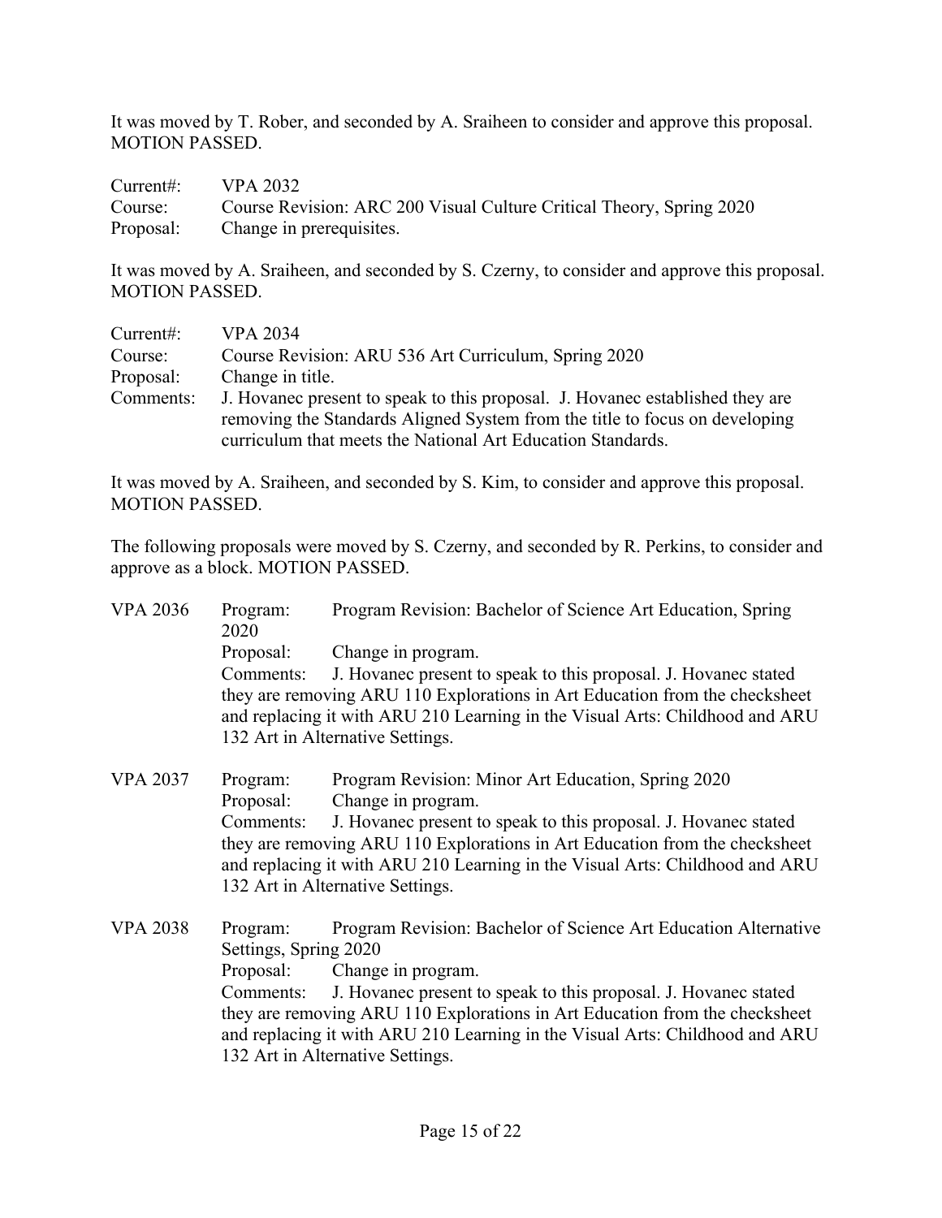It was moved by T. Rober, and seconded by A. Sraiheen to consider and approve this proposal. MOTION PASSED.

Current#: VPA 2032
Course: Course Revision: ARC 200 Visual Culture Critical Theory, Spring 2020
Proposal: Change in prerequisites.

It was moved by A. Sraiheen, and seconded by S. Czerny, to consider and approve this proposal. MOTION PASSED.

Current#: VPA 2034
Course: Course Revision: ARU 536 Art Curriculum, Spring 2020
Proposal: Change in title.
Comments: J. Hovanec present to speak to this proposal. J. Hovanec established they are removing the Standards Aligned System from the title to focus on developing curriculum that meets the National Art Education Standards.

It was moved by A. Sraiheen, and seconded by S. Kim, to consider and approve this proposal. MOTION PASSED.

The following proposals were moved by S. Czerny, and seconded by R. Perkins, to consider and approve as a block. MOTION PASSED.

VPA 2036
Program: Program Revision: Bachelor of Science Art Education, Spring 2020
Proposal: Change in program.
Comments: J. Hovanec present to speak to this proposal. J. Hovanec stated they are removing ARU 110 Explorations in Art Education from the checksheet and replacing it with ARU 210 Learning in the Visual Arts: Childhood and ARU 132 Art in Alternative Settings.

VPA 2037
Program: Program Revision: Minor Art Education, Spring 2020
Proposal: Change in program.
Comments: J. Hovanec present to speak to this proposal. J. Hovanec stated they are removing ARU 110 Explorations in Art Education from the checksheet and replacing it with ARU 210 Learning in the Visual Arts: Childhood and ARU 132 Art in Alternative Settings.

VPA 2038
Program: Program Revision: Bachelor of Science Art Education Alternative Settings, Spring 2020
Proposal: Change in program.
Comments: J. Hovanec present to speak to this proposal. J. Hovanec stated they are removing ARU 110 Explorations in Art Education from the checksheet and replacing it with ARU 210 Learning in the Visual Arts: Childhood and ARU 132 Art in Alternative Settings.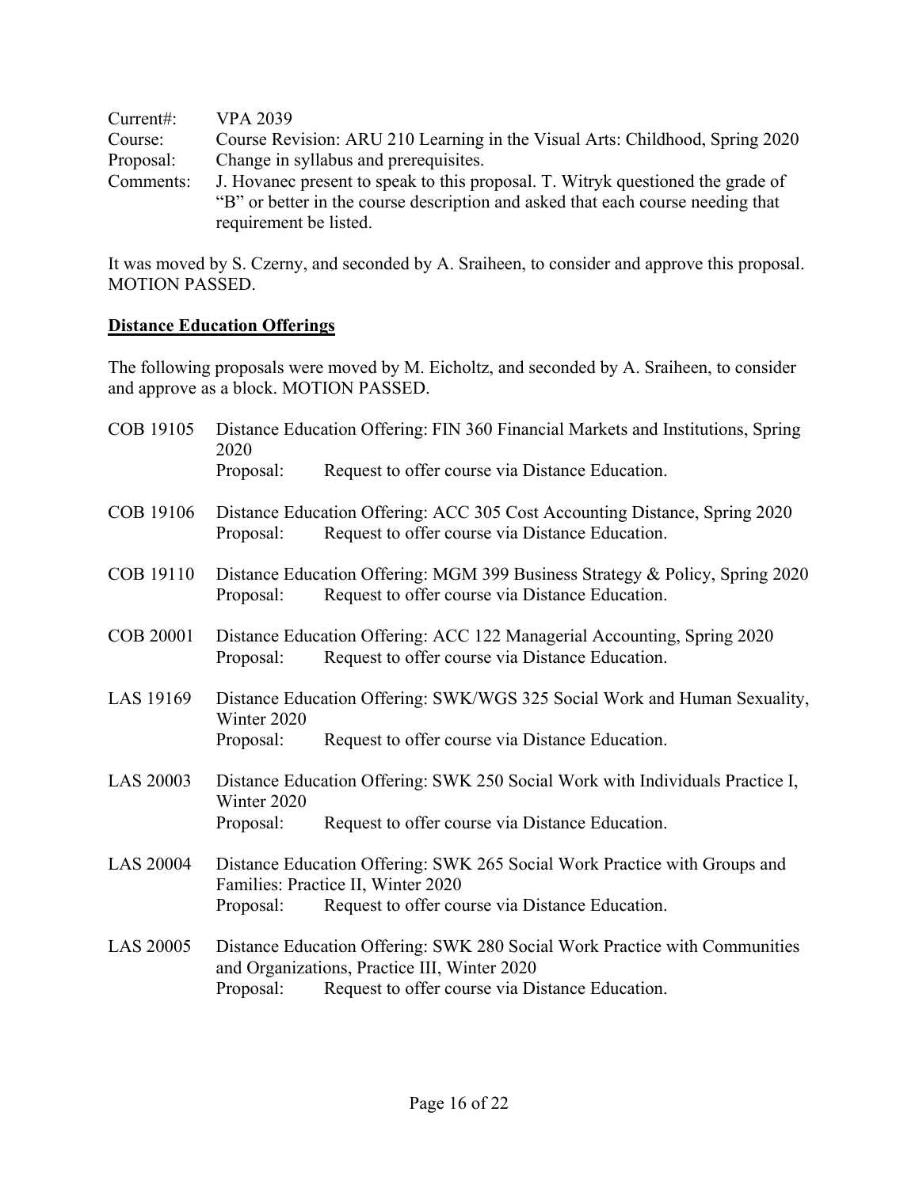Current#: VPA 2039
Course: Course Revision: ARU 210 Learning in the Visual Arts: Childhood, Spring 2020
Proposal: Change in syllabus and prerequisites.
Comments: J. Hovanec present to speak to this proposal. T. Witryk questioned the grade of "B" or better in the course description and asked that each course needing that requirement be listed.

It was moved by S. Czerny, and seconded by A. Sraiheen, to consider and approve this proposal. MOTION PASSED.

## Distance Education Offerings

The following proposals were moved by M. Eicholtz, and seconded by A. Sraiheen, to consider and approve as a block. MOTION PASSED.

COB 19105 Distance Education Offering: FIN 360 Financial Markets and Institutions, Spring 2020
Proposal: Request to offer course via Distance Education.

COB 19106 Distance Education Offering: ACC 305 Cost Accounting Distance, Spring 2020
Proposal: Request to offer course via Distance Education.

COB 19110 Distance Education Offering: MGM 399 Business Strategy & Policy, Spring 2020
Proposal: Request to offer course via Distance Education.

COB 20001 Distance Education Offering: ACC 122 Managerial Accounting, Spring 2020
Proposal: Request to offer course via Distance Education.

LAS 19169 Distance Education Offering: SWK/WGS 325 Social Work and Human Sexuality, Winter 2020
Proposal: Request to offer course via Distance Education.

LAS 20003 Distance Education Offering: SWK 250 Social Work with Individuals Practice I, Winter 2020
Proposal: Request to offer course via Distance Education.

LAS 20004 Distance Education Offering: SWK 265 Social Work Practice with Groups and Families: Practice II, Winter 2020
Proposal: Request to offer course via Distance Education.

LAS 20005 Distance Education Offering: SWK 280 Social Work Practice with Communities and Organizations, Practice III, Winter 2020
Proposal: Request to offer course via Distance Education.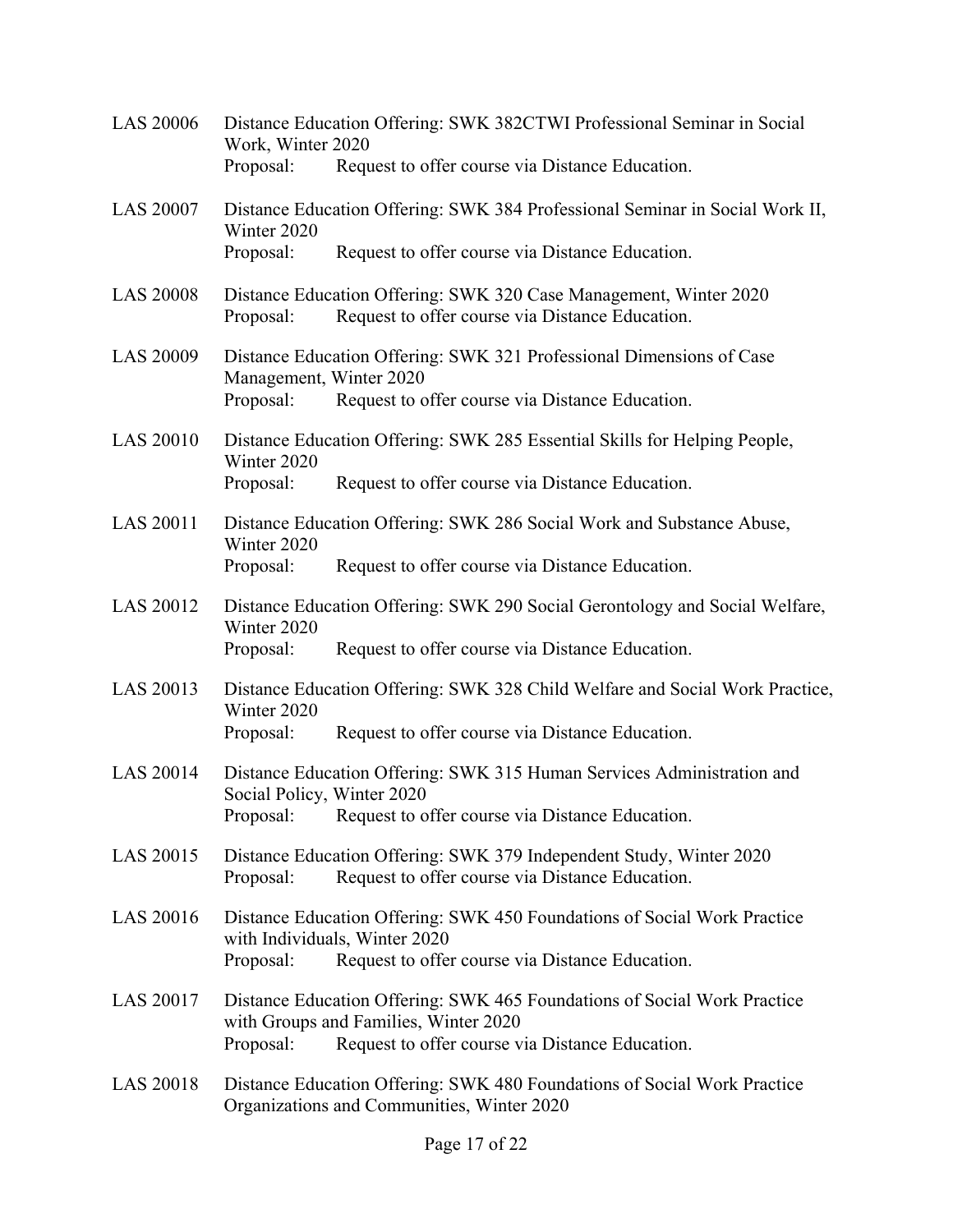LAS 20006 Distance Education Offering: SWK 382CTWI Professional Seminar in Social Work, Winter 2020
Proposal: Request to offer course via Distance Education.

LAS 20007 Distance Education Offering: SWK 384 Professional Seminar in Social Work II, Winter 2020
Proposal: Request to offer course via Distance Education.

LAS 20008 Distance Education Offering: SWK 320 Case Management, Winter 2020
Proposal: Request to offer course via Distance Education.

LAS 20009 Distance Education Offering: SWK 321 Professional Dimensions of Case Management, Winter 2020
Proposal: Request to offer course via Distance Education.

LAS 20010 Distance Education Offering: SWK 285 Essential Skills for Helping People, Winter 2020
Proposal: Request to offer course via Distance Education.

LAS 20011 Distance Education Offering: SWK 286 Social Work and Substance Abuse, Winter 2020
Proposal: Request to offer course via Distance Education.

LAS 20012 Distance Education Offering: SWK 290 Social Gerontology and Social Welfare, Winter 2020
Proposal: Request to offer course via Distance Education.

LAS 20013 Distance Education Offering: SWK 328 Child Welfare and Social Work Practice, Winter 2020
Proposal: Request to offer course via Distance Education.

LAS 20014 Distance Education Offering: SWK 315 Human Services Administration and Social Policy, Winter 2020
Proposal: Request to offer course via Distance Education.

LAS 20015 Distance Education Offering: SWK 379 Independent Study, Winter 2020
Proposal: Request to offer course via Distance Education.

LAS 20016 Distance Education Offering: SWK 450 Foundations of Social Work Practice with Individuals, Winter 2020
Proposal: Request to offer course via Distance Education.

LAS 20017 Distance Education Offering: SWK 465 Foundations of Social Work Practice with Groups and Families, Winter 2020
Proposal: Request to offer course via Distance Education.

LAS 20018 Distance Education Offering: SWK 480 Foundations of Social Work Practice Organizations and Communities, Winter 2020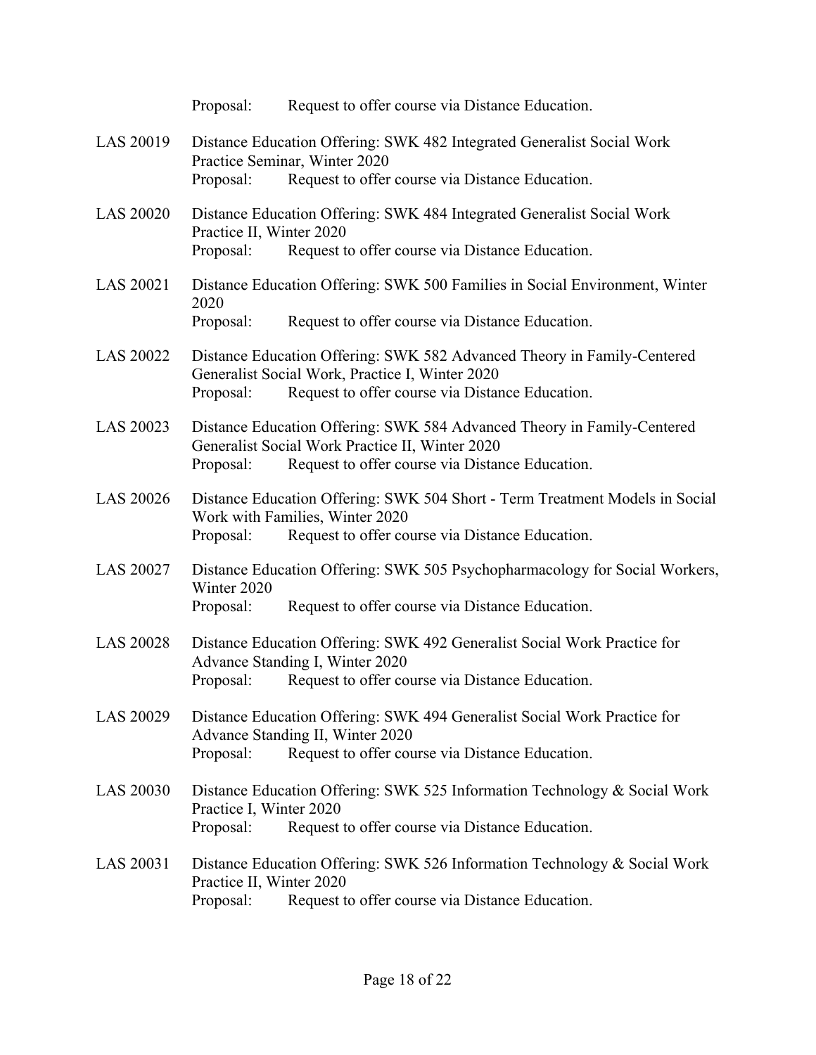Proposal: Request to offer course via Distance Education.

LAS 20019 Distance Education Offering: SWK 482 Integrated Generalist Social Work Practice Seminar, Winter 2020
Proposal: Request to offer course via Distance Education.

LAS 20020 Distance Education Offering: SWK 484 Integrated Generalist Social Work Practice II, Winter 2020
Proposal: Request to offer course via Distance Education.

LAS 20021 Distance Education Offering: SWK 500 Families in Social Environment, Winter 2020
Proposal: Request to offer course via Distance Education.

LAS 20022 Distance Education Offering: SWK 582 Advanced Theory in Family-Centered Generalist Social Work, Practice I, Winter 2020
Proposal: Request to offer course via Distance Education.

LAS 20023 Distance Education Offering: SWK 584 Advanced Theory in Family-Centered Generalist Social Work Practice II, Winter 2020
Proposal: Request to offer course via Distance Education.

LAS 20026 Distance Education Offering: SWK 504 Short - Term Treatment Models in Social Work with Families, Winter 2020
Proposal: Request to offer course via Distance Education.

LAS 20027 Distance Education Offering: SWK 505 Psychopharmacology for Social Workers, Winter 2020
Proposal: Request to offer course via Distance Education.

LAS 20028 Distance Education Offering: SWK 492 Generalist Social Work Practice for Advance Standing I, Winter 2020
Proposal: Request to offer course via Distance Education.

LAS 20029 Distance Education Offering: SWK 494 Generalist Social Work Practice for Advance Standing II, Winter 2020
Proposal: Request to offer course via Distance Education.

LAS 20030 Distance Education Offering: SWK 525 Information Technology & Social Work Practice I, Winter 2020
Proposal: Request to offer course via Distance Education.

LAS 20031 Distance Education Offering: SWK 526 Information Technology & Social Work Practice II, Winter 2020
Proposal: Request to offer course via Distance Education.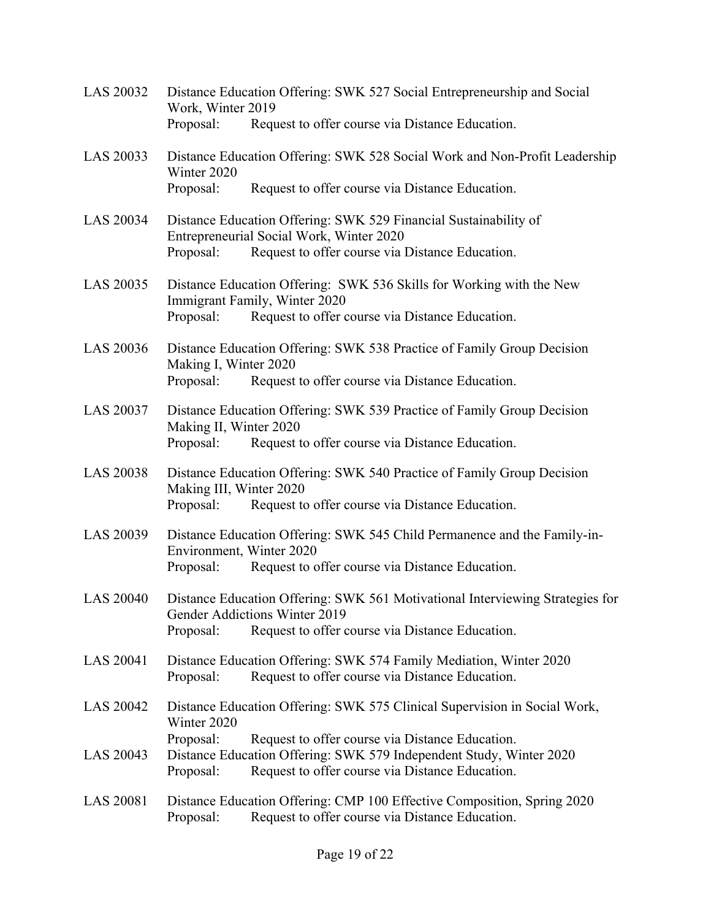LAS 20032 Distance Education Offering: SWK 527 Social Entrepreneurship and Social Work, Winter 2019
Proposal: Request to offer course via Distance Education.

LAS 20033 Distance Education Offering: SWK 528 Social Work and Non-Profit Leadership Winter 2020
Proposal: Request to offer course via Distance Education.

LAS 20034 Distance Education Offering: SWK 529 Financial Sustainability of Entrepreneurial Social Work, Winter 2020
Proposal: Request to offer course via Distance Education.

LAS 20035 Distance Education Offering: SWK 536 Skills for Working with the New Immigrant Family, Winter 2020
Proposal: Request to offer course via Distance Education.

LAS 20036 Distance Education Offering: SWK 538 Practice of Family Group Decision Making I, Winter 2020
Proposal: Request to offer course via Distance Education.

LAS 20037 Distance Education Offering: SWK 539 Practice of Family Group Decision Making II, Winter 2020
Proposal: Request to offer course via Distance Education.

LAS 20038 Distance Education Offering: SWK 540 Practice of Family Group Decision Making III, Winter 2020
Proposal: Request to offer course via Distance Education.

LAS 20039 Distance Education Offering: SWK 545 Child Permanence and the Family-in-Environment, Winter 2020
Proposal: Request to offer course via Distance Education.

LAS 20040 Distance Education Offering: SWK 561 Motivational Interviewing Strategies for Gender Addictions Winter 2019
Proposal: Request to offer course via Distance Education.

LAS 20041 Distance Education Offering: SWK 574 Family Mediation, Winter 2020
Proposal: Request to offer course via Distance Education.

LAS 20042 Distance Education Offering: SWK 575 Clinical Supervision in Social Work, Winter 2020
Proposal: Request to offer course via Distance Education.

LAS 20043 Distance Education Offering: SWK 579 Independent Study, Winter 2020
Proposal: Request to offer course via Distance Education.

LAS 20081 Distance Education Offering: CMP 100 Effective Composition, Spring 2020
Proposal: Request to offer course via Distance Education.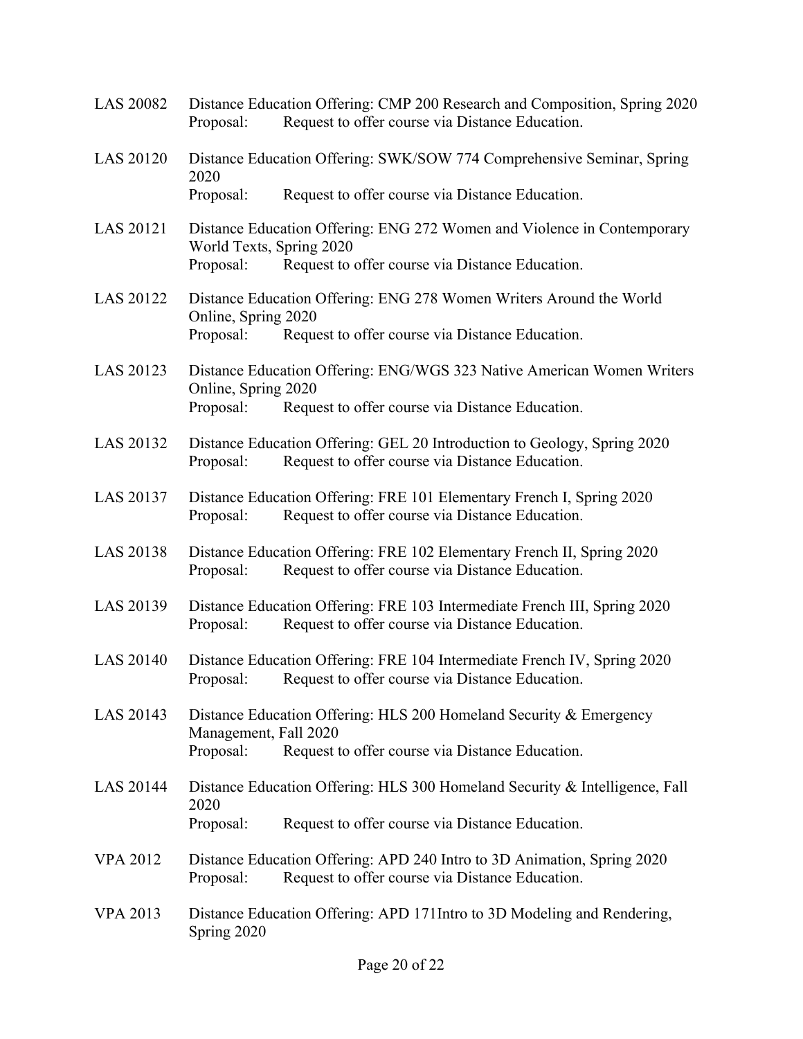LAS 20082 Distance Education Offering: CMP 200 Research and Composition, Spring 2020
Proposal: Request to offer course via Distance Education.

LAS 20120 Distance Education Offering: SWK/SOW 774 Comprehensive Seminar, Spring 2020
Proposal: Request to offer course via Distance Education.

LAS 20121 Distance Education Offering: ENG 272 Women and Violence in Contemporary World Texts, Spring 2020
Proposal: Request to offer course via Distance Education.

LAS 20122 Distance Education Offering: ENG 278 Women Writers Around the World Online, Spring 2020
Proposal: Request to offer course via Distance Education.

LAS 20123 Distance Education Offering: ENG/WGS 323 Native American Women Writers Online, Spring 2020
Proposal: Request to offer course via Distance Education.

LAS 20132 Distance Education Offering: GEL 20 Introduction to Geology, Spring 2020
Proposal: Request to offer course via Distance Education.

LAS 20137 Distance Education Offering: FRE 101 Elementary French I, Spring 2020
Proposal: Request to offer course via Distance Education.

LAS 20138 Distance Education Offering: FRE 102 Elementary French II, Spring 2020
Proposal: Request to offer course via Distance Education.

LAS 20139 Distance Education Offering: FRE 103 Intermediate French III, Spring 2020
Proposal: Request to offer course via Distance Education.

LAS 20140 Distance Education Offering: FRE 104 Intermediate French IV, Spring 2020
Proposal: Request to offer course via Distance Education.

LAS 20143 Distance Education Offering: HLS 200 Homeland Security & Emergency Management, Fall 2020
Proposal: Request to offer course via Distance Education.

LAS 20144 Distance Education Offering: HLS 300 Homeland Security & Intelligence, Fall 2020
Proposal: Request to offer course via Distance Education.

VPA 2012 Distance Education Offering: APD 240 Intro to 3D Animation, Spring 2020
Proposal: Request to offer course via Distance Education.

VPA 2013 Distance Education Offering: APD 171Intro to 3D Modeling and Rendering, Spring 2020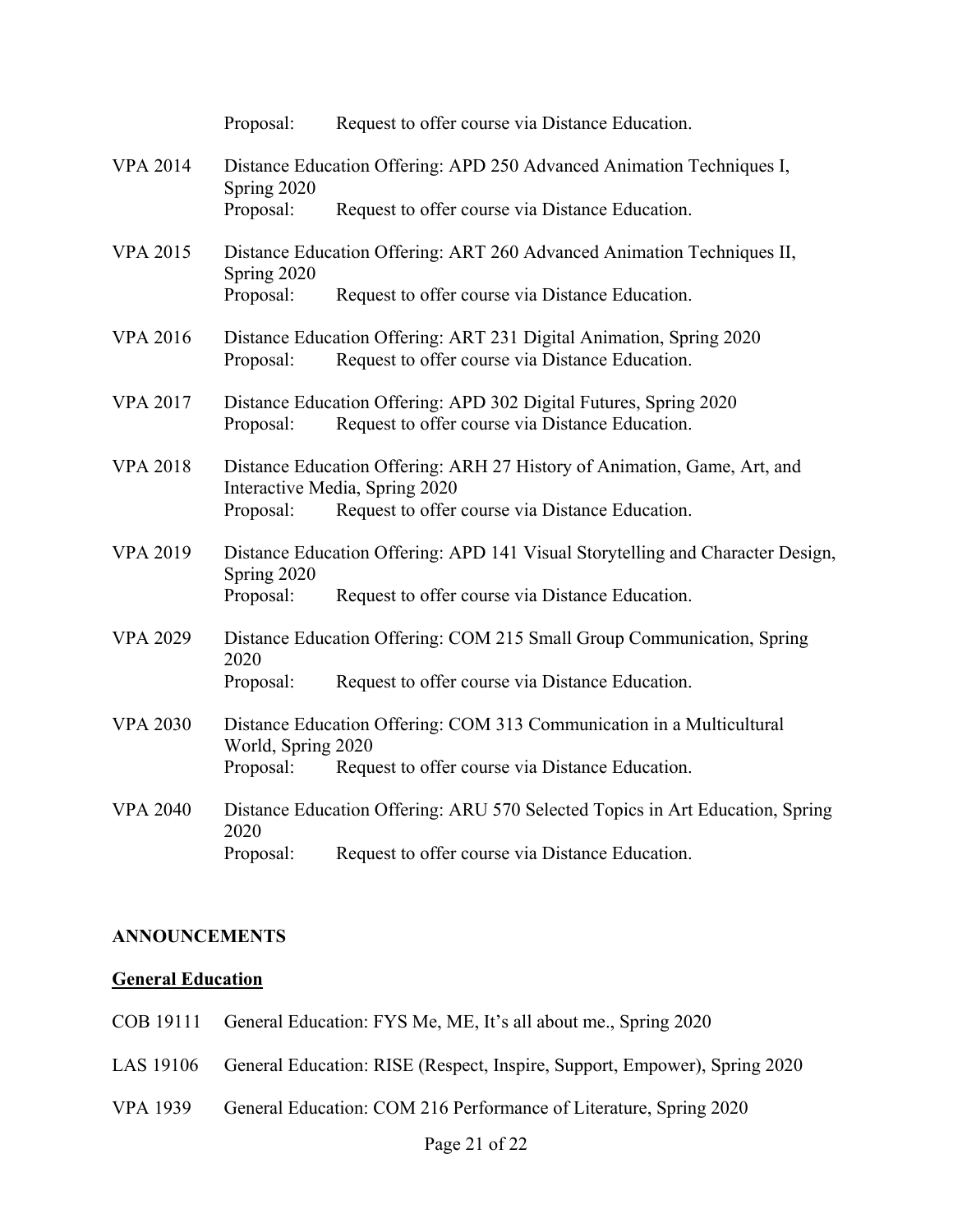Proposal: Request to offer course via Distance Education.

VPA 2014 Distance Education Offering: APD 250 Advanced Animation Techniques I, Spring 2020
Proposal: Request to offer course via Distance Education.

VPA 2015 Distance Education Offering: ART 260 Advanced Animation Techniques II, Spring 2020
Proposal: Request to offer course via Distance Education.

VPA 2016 Distance Education Offering: ART 231 Digital Animation, Spring 2020
Proposal: Request to offer course via Distance Education.

VPA 2017 Distance Education Offering: APD 302 Digital Futures, Spring 2020
Proposal: Request to offer course via Distance Education.

VPA 2018 Distance Education Offering: ARH 27 History of Animation, Game, Art, and Interactive Media, Spring 2020
Proposal: Request to offer course via Distance Education.

VPA 2019 Distance Education Offering: APD 141 Visual Storytelling and Character Design, Spring 2020
Proposal: Request to offer course via Distance Education.

VPA 2029 Distance Education Offering: COM 215 Small Group Communication, Spring 2020
Proposal: Request to offer course via Distance Education.

VPA 2030 Distance Education Offering: COM 313 Communication in a Multicultural World, Spring 2020
Proposal: Request to offer course via Distance Education.

VPA 2040 Distance Education Offering: ARU 570 Selected Topics in Art Education, Spring 2020
Proposal: Request to offer course via Distance Education.

**ANNOUNCEMENTS**

**General Education**

COB 19111 General Education: FYS Me, ME, It's all about me., Spring 2020

LAS 19106 General Education: RISE (Respect, Inspire, Support, Empower), Spring 2020

VPA 1939 General Education: COM 216 Performance of Literature, Spring 2020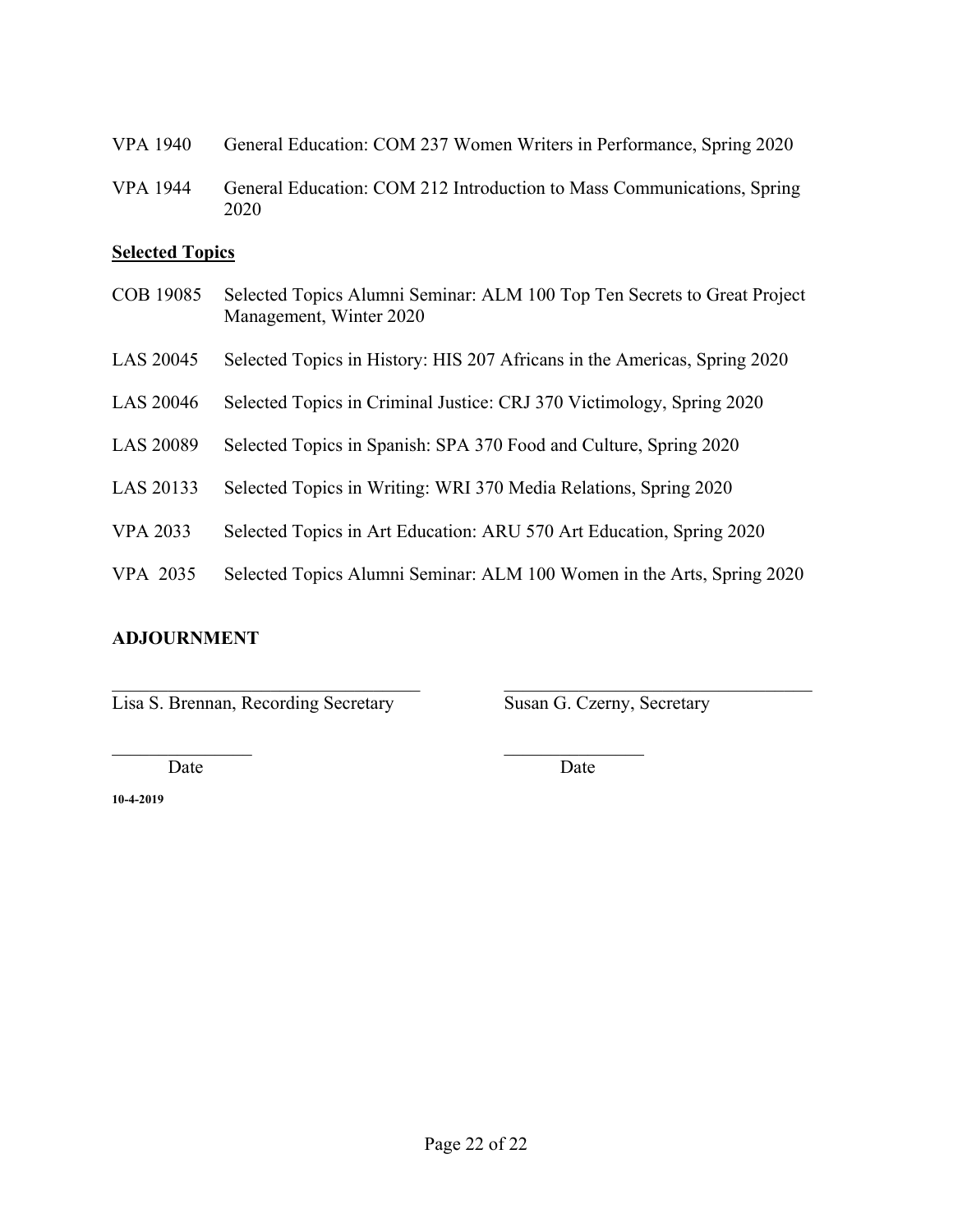VPA 1940 General Education: COM 237 Women Writers in Performance, Spring 2020

VPA 1944 General Education: COM 212 Introduction to Mass Communications, Spring 2020

**Selected Topics**

COB 19085 Selected Topics Alumni Seminar: ALM 100 Top Ten Secrets to Great Project Management, Winter 2020

LAS 20045 Selected Topics in History: HIS 207 Africans in the Americas, Spring 2020

LAS 20046 Selected Topics in Criminal Justice: CRJ 370 Victimology, Spring 2020

LAS 20089 Selected Topics in Spanish: SPA 370 Food and Culture, Spring 2020

LAS 20133 Selected Topics in Writing: WRI 370 Media Relations, Spring 2020

VPA 2033 Selected Topics in Art Education: ARU 570 Art Education, Spring 2020

VPA 2035 Selected Topics Alumni Seminar: ALM 100 Women in the Arts, Spring 2020

**ADJOURNMENT**

\_\_\_\_\_\_\_\_\_\_\_\_\_\_\_\_\_\_\_\_\_\_\_\_\_\_\_\_\_\_\_\_\_\_\_\_
Lisa S. Brennan, Recording Secretary

\_\_\_\_\_\_\_\_\_\_\_\_\_\_\_\_\_\_\_\_\_\_\_\_\_\_\_\_\_\_\_\_\_\_\_\_
Susan G. Czerny, Secretary

\_\_\_\_\_\_\_\_\_\_\_\_\_\_\_\_
Date

\_\_\_\_\_\_\_\_\_\_\_\_\_\_\_\_
Date

**10-4-2019**